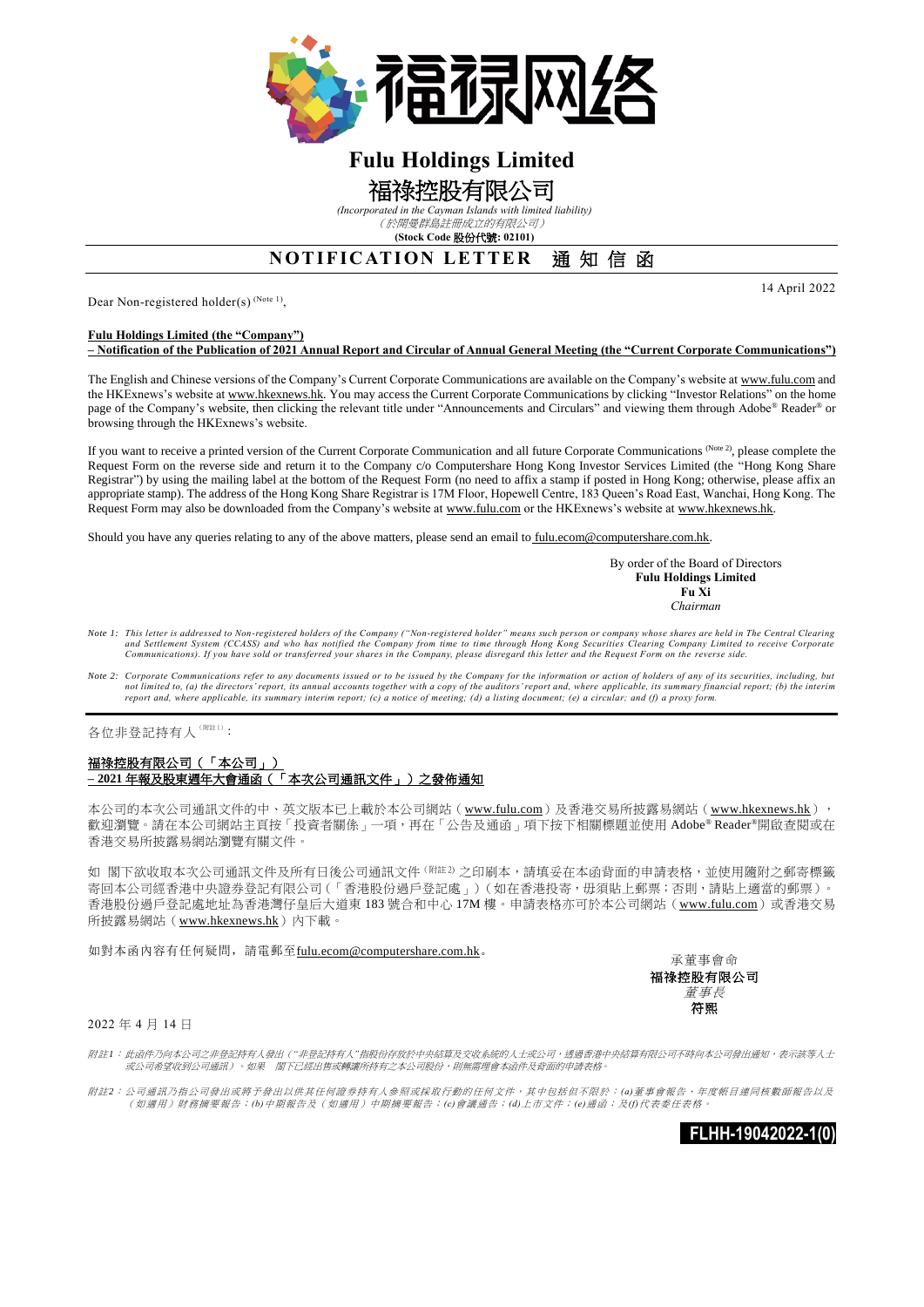# Fulu Holdings Limited

# 福祿控股有限公司

*(Incorporated in the Cayman Islands with limited liability)*
*（於開曼群島註冊成立的有限公司）*
**(Stock Code 股份代號: 02101)**

## NOTIFICATION LETTER 通知信函

14 April 2022

Dear Non-registered holder(s) (Note 1),

**Fulu Holdings Limited (the "Company")**
**– Notification of the Publication of 2021 Annual Report and Circular of Annual General Meeting (the "Current Corporate Communications")**

The English and Chinese versions of the Company's Current Corporate Communications are available on the Company's website at www.fulu.com and the HKExnews's website at www.hkexnews.hk. You may access the Current Corporate Communications by clicking "Investor Relations" on the home page of the Company's website, then clicking the relevant title under "Announcements and Circulars" and viewing them through Adobe® Reader® or browsing through the HKExnews's website.

If you want to receive a printed version of the Current Corporate Communication and all future Corporate Communications (Note 2), please complete the Request Form on the reverse side and return it to the Company c/o Computershare Hong Kong Investor Services Limited (the "Hong Kong Share Registrar") by using the mailing label at the bottom of the Request Form (no need to affix a stamp if posted in Hong Kong; otherwise, please affix an appropriate stamp). The address of the Hong Kong Share Registrar is 17M Floor, Hopewell Centre, 183 Queen's Road East, Wanchai, Hong Kong. The Request Form may also be downloaded from the Company's website at www.fulu.com or the HKExnews's website at www.hkexnews.hk.

Should you have any queries relating to any of the above matters, please send an email to fulu.ecom@computershare.com.hk.

By order of the Board of Directors
**Fulu Holdings Limited**
**Fu Xi**
*Chairman*

*Note 1: This letter is addressed to Non-registered holders of the Company ("Non-registered holder" means such person or company whose shares are held in The Central Clearing and Settlement System (CCASS) and who has notified the Company from time to time through Hong Kong Securities Clearing Company Limited to receive Corporate Communications). If you have sold or transferred your shares in the Company, please disregard this letter and the Request Form on the reverse side.*

*Note 2: Corporate Communications refer to any documents issued or to be issued by the Company for the information or action of holders of any of its securities, including, but not limited to, (a) the directors' report, its annual accounts together with a copy of the auditors' report and, where applicable, its summary financial report; (b) the interim report and, where applicable, its summary interim report; (c) a notice of meeting; (d) a listing document; (e) a circular; and (f) a proxy form.*

---

各位非登記持有人(附註1)：

**福祿控股有限公司（「本公司」）**
**– 2021年報及股東週年大會通函（「本次公司通訊文件」）之發佈通知**

本公司的本次公司通訊文件的中、英文版本已上載於本公司網站（www.fulu.com）及香港交易所披露易網站（www.hkexnews.hk），歡迎瀏覽。請在本公司網站主頁按「投資者關係」一項，再在「公告及通函」項下按下相關標題並使用 Adobe® Reader®開啟查閱或在香港交易所披露易網站瀏覽有關文件。

如 閣下欲收取本次公司通訊文件及所有日後公司通訊文件(附註2)之印刷本，請填妥在本函背面的申請表格，並使用隨附之郵寄標籤寄回本公司經香港中央證券登記有限公司（「香港股份過戶登記處」）（如在香港投寄，毋須貼上郵票；否則，請貼上適當的郵票）。香港股份過戶登記處地址為香港灣仔皇后大道東183號合和中心17M樓。申請表格亦可於本公司網站（www.fulu.com）或香港交易所披露易網站（www.hkexnews.hk）內下載。

如對本函內容有任何疑問，請電郵至fulu.ecom@computershare.com.hk。

承董事會命
**福祿控股有限公司**
*董事長*
**符熙**

2022年4月14日

*附註1：此函件乃向本公司之非登記持有人發出（"非登記持有人"指股份存放於中央結算及交收系統的人士或公司，透過香港中央結算有限公司不時向本公司發出通知，表示該等人士或公司希望收到公司通訊）。如果 閣下已經出售或轉讓所持有之本公司股份，則無需理會本函件及背面的申請表格。*

*附註2：公司通訊乃指公司發出或將予發出以供其任何證券持有人參照或採取行動的任何文件，其中包括但不限於：(a)董事會報告、年度帳目連同核數師報告以及（如適用）財務摘要報告；(b)中期報告及（如適用）中期摘要報告；(c)會議通告；(d)上市文件；(e)通函；及(f)代表委任表格。*

**FLHH-19042022-1(0)**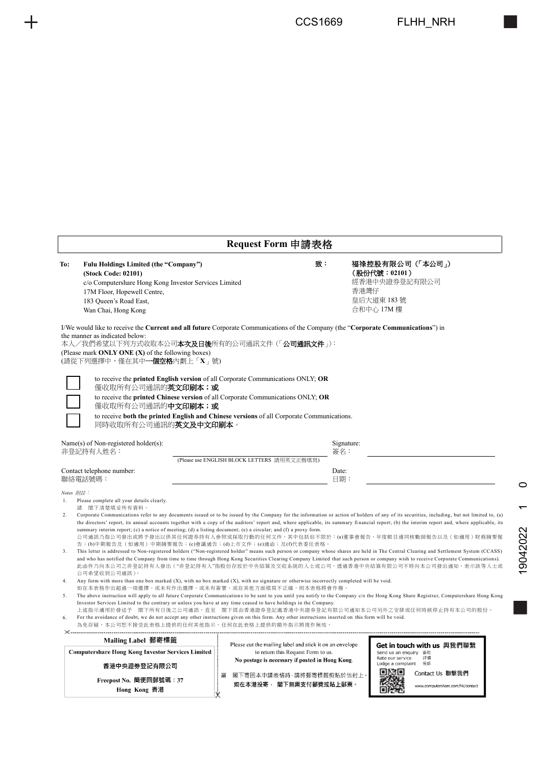# Request Form 申請表格

**To: Fulu Holdings Limited (the "Company")**
**(Stock Code: 02101)**
c/o Computershare Hong Kong Investor Services Limited
17M Floor, Hopewell Centre,
183 Queen's Road East,
Wan Chai, Hong Kong

**致： 福祿控股有限公司（「本公司」）**
**（股份代號：02101）**
經香港中央證券登記有限公司
香港灣仔
皇后大道東 183 號
合和中心 17M 樓

I/We would like to receive the **Current and all future** Corporate Communications of the Company (the "**Corporate Communications**") in the manner as indicated below:
本人／我們希望以下列方式收取本公司**本次及日後**所有的公司通訊文件（「**公司通訊文件**」）：
(Please mark **ONLY ONE (X)** of the following boxes)
(請從下列選擇中，僅在其中**一個空格**內劃上「**X**」號)

☐ to receive the **printed English version** of all Corporate Communications ONLY; **OR**
僅收取所有公司通訊的**英文印刷本；或**

☐ to receive the **printed Chinese version** of all Corporate Communications ONLY; **OR**
僅收取所有公司通訊的**中文印刷本；或**

☐ to receive **both the printed English and Chinese versions** of all Corporate Communications.
同時收取所有公司通訊的**英文及中文印刷本**。

Name(s) of Non-registered holder(s):
非登記持有人姓名：
(Please use ENGLISH BLOCK LETTERS 請用英文正楷填寫)

Signature:
簽名：

Contact telephone number:
聯絡電話號碼：

Date:
日期：

*Notes 附註：*

1. Please complete all your details clearly.
   請 閣下清楚填妥所有資料。
2. Corporate Communications refer to any documents issued or to be issued by the Company for the information or action of holders of any of its securities, including, but not limited to, (a) the directors' report, its annual accounts together with a copy of the auditors' report and, where applicable, its summary financial report; (b) the interim report and, where applicable, its summary interim report; (c) a notice of meeting; (d) a listing document; (e) a circular; and (f) a proxy form.
   公司通訊乃指公司發出或將予發出以供其任何證券持有人參照或採取行動的任何文件，其中包括但不限於：(a)董事會報告、年度帳目連同核數師報告以及（如適用）財務摘要報告；(b)中期報告及（如適用）中期摘要報告；(c)會議通告；(d)上市文件；(e)通函；及(f)代表委任表格。
3. This letter is addressed to Non-registered holders ("Non-registered holder" means such person or company whose shares are held in The Central Clearing and Settlement System (CCASS) and who has notified the Company from time to time through Hong Kong Securities Clearing Company Limited that such person or company wish to receive Corporate Communications).
   此函件乃向本公司之非登記持有人發出（"非登記持有人"指股份存放於中央結算及交收系統的人士或公司，透過香港中央結算有限公司不時向本公司發出通知，表示該等人士或公司希望收到公司通訊）。
4. Any form with more than one box marked (X), with no box marked (X), with no signature or otherwise incorrectly completed will be void.
   如在本表格作出超過一項選擇、或未有作出選擇、或未有簽署、或在其他方面填寫不正確，則本表格將會作廢。
5. The above instruction will apply to all future Corporate Communications to be sent to you until you notify to the Company c/o the Hong Kong Share Registrar, Computershare Hong Kong Investor Services Limited to the contrary or unless you have at any time ceased to have holdings in the Company.
   上述指示適用於發送予 閣下所有日後之公司通訊，直至 閣下經由香港證券登記處香港中央證券登記有限公司通知本公司另外之安排或任何時候停止持有本公司的股份。
6. For the avoidance of doubt, we do not accept any other instructions given on this form. Any other instructions inserted on this form will be void.
   為免存疑，本公司恕不接受此表格上提供的任何其他指示。任何在此表格上提供的額外指示將視作無效。

**Mailing Label 郵寄標籤**

**Computershare Hong Kong Investor Services Limited**

**香港中央證券登記有限公司**

**Freepost No. 簡便回郵號碼：37**

**Hong Kong 香港**

Please cut the mailing label and stick it on an envelope to return this Request Form to us.
**No postage is necessary if posted in Hong Kong.**

當 閣下寄回本申請表格時，請將郵寄標籤剪貼於信封上。
**如在本港投寄， 閣下無需支付郵費或貼上郵票。**

**Get in touch with us 與我們聯繫**
Send us an enquiry 查詢
Rate our service 評價
Lodge a complaint 投訴
Contact Us 聯繫我們
www.computershare.com/hk/contact